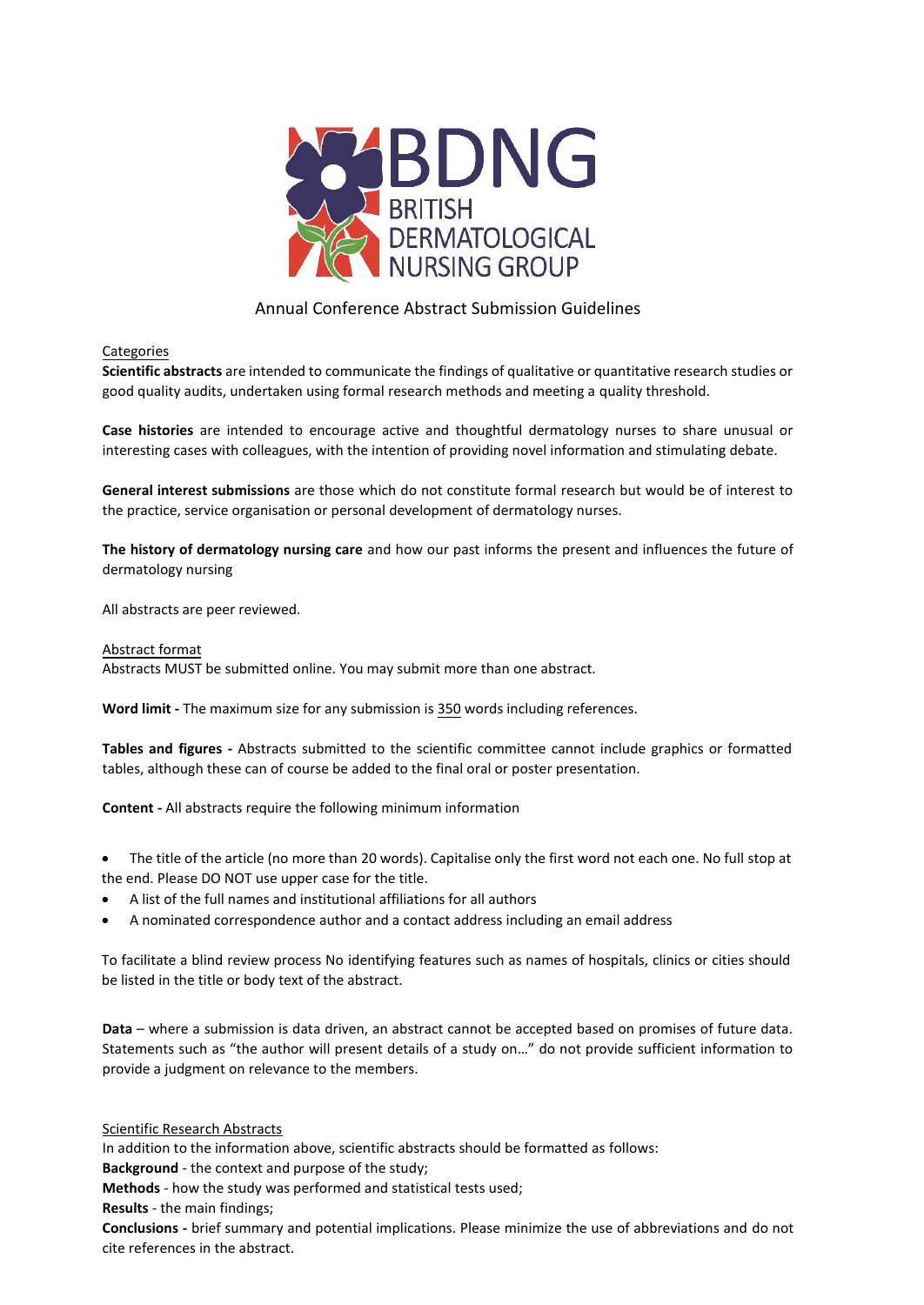BDNG
BRITISH DERMATOLOGICAL NURSING GROUP

# Annual Conference Abstract Submission Guidelines

## Categories

**Scientific abstracts** are intended to communicate the findings of qualitative or quantitative research studies or good quality audits, undertaken using formal research methods and meeting a quality threshold.

**Case histories** are intended to encourage active and thoughtful dermatology nurses to share unusual or interesting cases with colleagues, with the intention of providing novel information and stimulating debate.

**General interest submissions** are those which do not constitute formal research but would be of interest to the practice, service organisation or personal development of dermatology nurses.

**The history of dermatology nursing care** and how our past informs the present and influences the future of dermatology nursing

All abstracts are peer reviewed.

## Abstract format

Abstracts MUST be submitted online. You may submit more than one abstract.

**Word limit -** The maximum size for any submission is 350 words including references.

**Tables and figures -** Abstracts submitted to the scientific committee cannot include graphics or formatted tables, although these can of course be added to the final oral or poster presentation.

**Content -** All abstracts require the following minimum information

- The title of the article (no more than 20 words). Capitalise only the first word not each one. No full stop at the end. Please DO NOT use upper case for the title.
- A list of the full names and institutional affiliations for all authors
- A nominated correspondence author and a contact address including an email address

To facilitate a blind review process No identifying features such as names of hospitals, clinics or cities should be listed in the title or body text of the abstract.

**Data** – where a submission is data driven, an abstract cannot be accepted based on promises of future data. Statements such as "the author will present details of a study on…" do not provide sufficient information to provide a judgment on relevance to the members.

## Scientific Research Abstracts

In addition to the information above, scientific abstracts should be formatted as follows:
**Background** - the context and purpose of the study;
**Methods** - how the study was performed and statistical tests used;
**Results** - the main findings;
**Conclusions -** brief summary and potential implications. Please minimize the use of abbreviations and do not cite references in the abstract.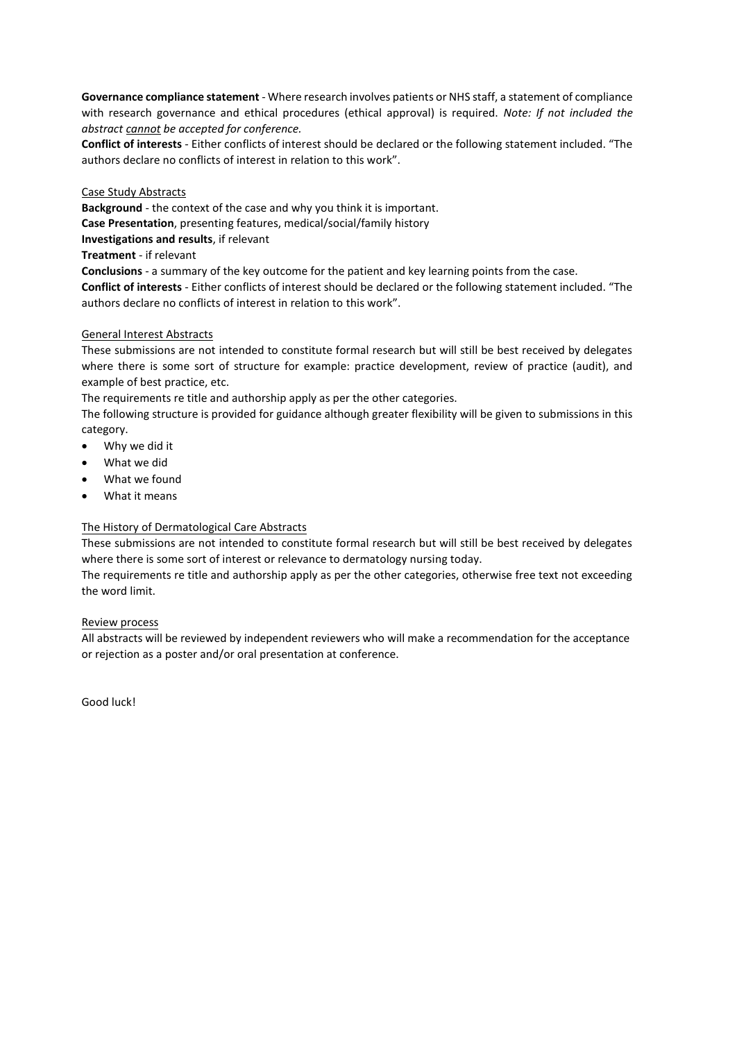**Governance compliance statement** - Where research involves patients or NHS staff, a statement of compliance with research governance and ethical procedures (ethical approval) is required. *Note: If not included the abstract cannot be accepted for conference.*

**Conflict of interests** - Either conflicts of interest should be declared or the following statement included. "The authors declare no conflicts of interest in relation to this work".

Case Study Abstracts

**Background** - the context of the case and why you think it is important.

**Case Presentation**, presenting features, medical/social/family history

**Investigations and results**, if relevant

**Treatment** - if relevant

**Conclusions** - a summary of the key outcome for the patient and key learning points from the case.

**Conflict of interests** - Either conflicts of interest should be declared or the following statement included. "The authors declare no conflicts of interest in relation to this work".

General Interest Abstracts

These submissions are not intended to constitute formal research but will still be best received by delegates where there is some sort of structure for example: practice development, review of practice (audit), and example of best practice, etc.

The requirements re title and authorship apply as per the other categories.

The following structure is provided for guidance although greater flexibility will be given to submissions in this category.

- Why we did it
- What we did
- What we found
- What it means

The History of Dermatological Care Abstracts

These submissions are not intended to constitute formal research but will still be best received by delegates where there is some sort of interest or relevance to dermatology nursing today.

The requirements re title and authorship apply as per the other categories, otherwise free text not exceeding the word limit.

Review process

All abstracts will be reviewed by independent reviewers who will make a recommendation for the acceptance or rejection as a poster and/or oral presentation at conference.

Good luck!